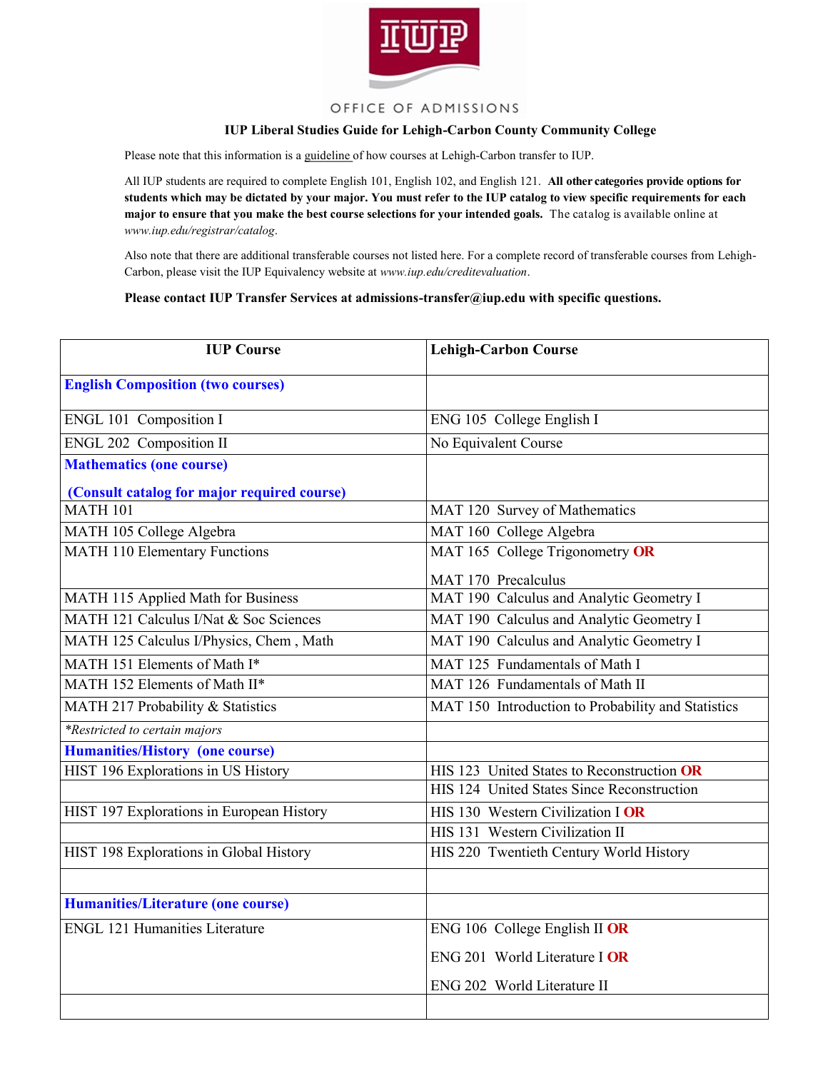OFFICE OF ADMISSIONS

**IUP Liberal Studies Guide for Lehigh-Carbon County Community College**

Please note that this information is a guideline of how courses at Lehigh-Carbon transfer to IUP.

All IUP students are required to complete English 101, English 102, and English 121. **All other categories provide options for students which may be dictated by your major. You must refer to the IUP catalog to view specific requirements for each major to ensure that you make the best course selections for your intended goals.** The catalog is available online at *www.iup.edu/registrar/catalog*.

Also note that there are additional transferable courses not listed here. For a complete record of transferable courses from Lehigh-Carbon, please visit the IUP Equivalency website at *www.iup.edu/creditevaluation*.

**Please contact IUP Transfer Services at admissions-transfer@iup.edu with specific questions.**

| IUP Course | Lehigh-Carbon Course |
|---|---|
| **English Composition (two courses)** | |
| ENGL 101 Composition I | ENG 105 College English I |
| ENGL 202 Composition II | No Equivalent Course |
| **Mathematics (one course)** **(Consult catalog for major required course)** | |
| MATH 101 | MAT 120 Survey of Mathematics |
| MATH 105 College Algebra | MAT 160 College Algebra |
| MATH 110 Elementary Functions | MAT 165 College Trigonometry **OR** MAT 170 Precalculus |
| MATH 115 Applied Math for Business | MAT 190 Calculus and Analytic Geometry I |
| MATH 121 Calculus I/Nat & Soc Sciences | MAT 190 Calculus and Analytic Geometry I |
| MATH 125 Calculus I/Physics, Chem , Math | MAT 190 Calculus and Analytic Geometry I |
| MATH 151 Elements of Math I* | MAT 125 Fundamentals of Math I |
| MATH 152 Elements of Math II* | MAT 126 Fundamentals of Math II |
| MATH 217 Probability & Statistics | MAT 150 Introduction to Probability and Statistics |
| *\*Restricted to certain majors* | |
| **Humanities/History (one course)** | |
| HIST 196 Explorations in US History | HIS 123 United States to Reconstruction **OR** |
| | HIS 124 United States Since Reconstruction |
| HIST 197 Explorations in European History | HIS 130 Western Civilization I **OR** |
| | HIS 131 Western Civilization II |
| HIST 198 Explorations in Global History | HIS 220 Twentieth Century World History |
| | |
| **Humanities/Literature (one course)** | |
| ENGL 121 Humanities Literature | ENG 106 College English II **OR** ENG 201 World Literature I **OR** ENG 202 World Literature II |
| | |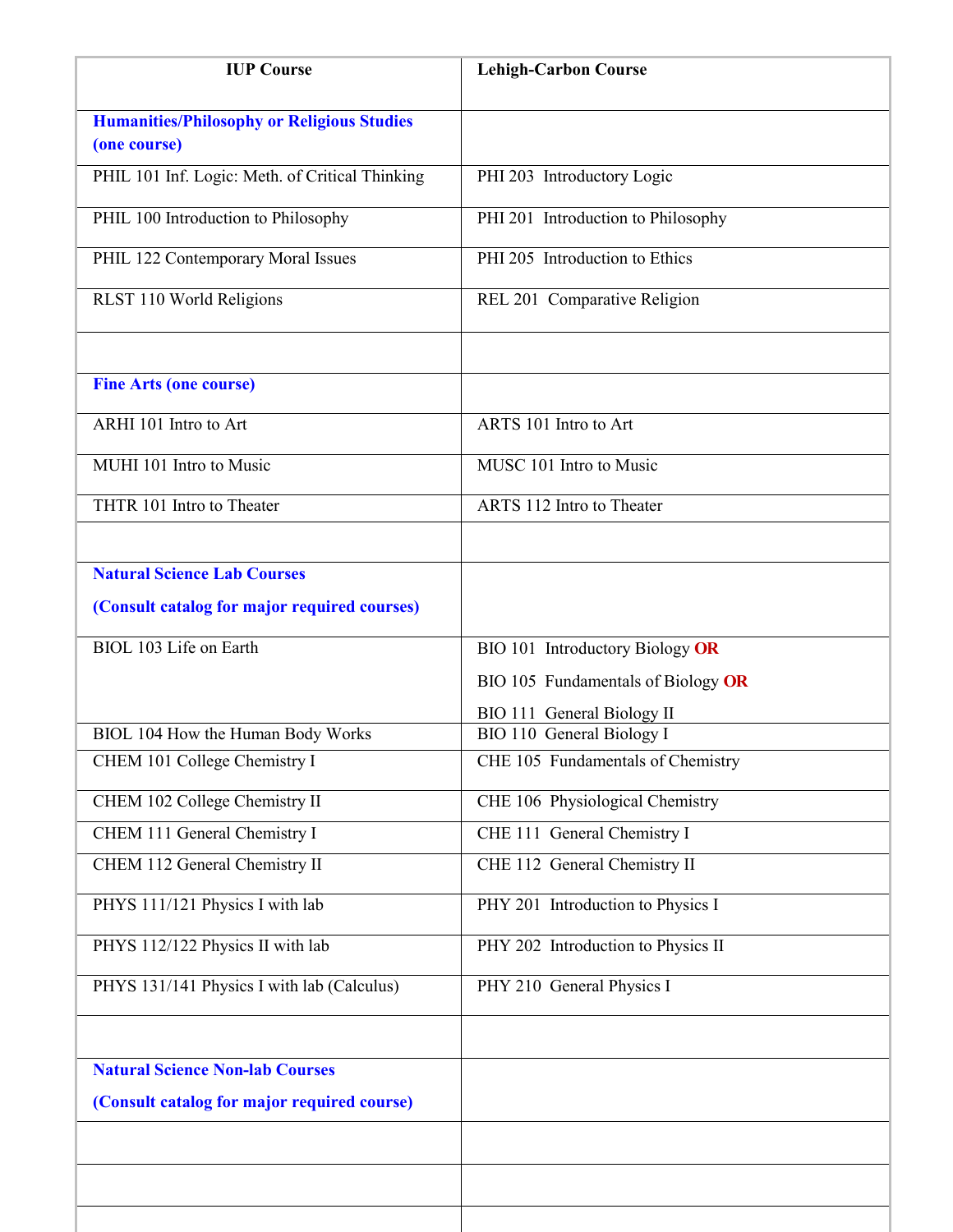| IUP Course | Lehigh-Carbon Course |
|---|---|
| **Humanities/Philosophy or Religious Studies (one course)** | |
| PHIL 101 Inf. Logic: Meth. of Critical Thinking | PHI 203 Introductory Logic |
| PHIL 100 Introduction to Philosophy | PHI 201 Introduction to Philosophy |
| PHIL 122 Contemporary Moral Issues | PHI 205 Introduction to Ethics |
| RLST 110 World Religions | REL 201 Comparative Religion |
| | |
| **Fine Arts (one course)** | |
| ARHI 101 Intro to Art | ARTS 101 Intro to Art |
| MUHI 101 Intro to Music | MUSC 101 Intro to Music |
| THTR 101 Intro to Theater | ARTS 112 Intro to Theater |
| | |
| **Natural Science Lab Courses (Consult catalog for major required courses)** | |
| BIOL 103 Life on Earth | BIO 101 Introductory Biology **OR** BIO 105 Fundamentals of Biology **OR** BIO 111 General Biology II |
| BIOL 104 How the Human Body Works | BIO 110 General Biology I |
| CHEM 101 College Chemistry I | CHE 105 Fundamentals of Chemistry |
| CHEM 102 College Chemistry II | CHE 106 Physiological Chemistry |
| CHEM 111 General Chemistry I | CHE 111 General Chemistry I |
| CHEM 112 General Chemistry II | CHE 112 General Chemistry II |
| PHYS 111/121 Physics I with lab | PHY 201 Introduction to Physics I |
| PHYS 112/122 Physics II with lab | PHY 202 Introduction to Physics II |
| PHYS 131/141 Physics I with lab (Calculus) | PHY 210 General Physics I |
| | |
| **Natural Science Non-lab Courses (Consult catalog for major required course)** | |
| | |
| | |
| | |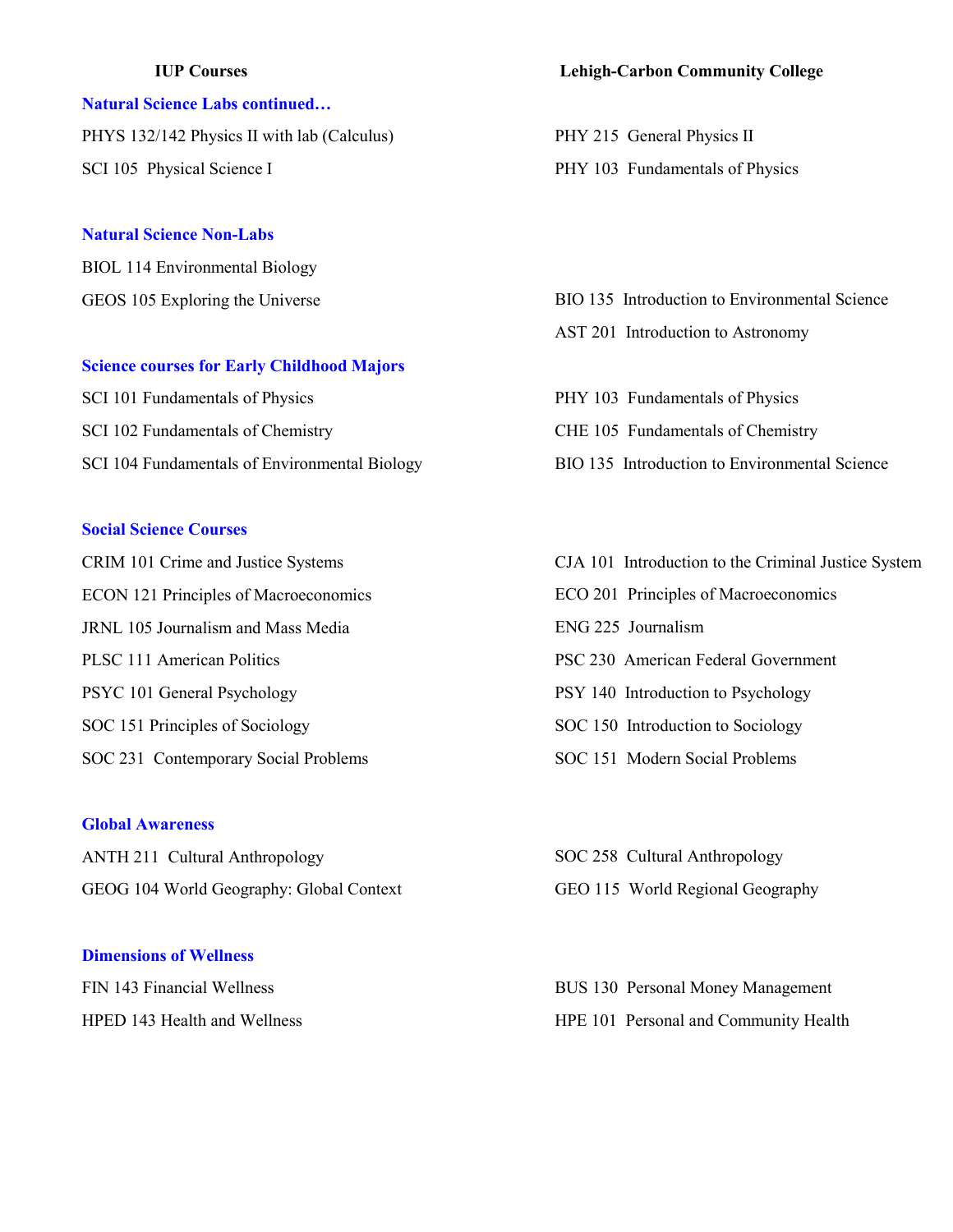| IUP Courses | Lehigh-Carbon Community College |
|---|---|
| **Natural Science Labs continued…** | |
| PHYS 132/142 Physics II with lab (Calculus) | PHY 215 General Physics II |
| SCI 105 Physical Science I | PHY 103 Fundamentals of Physics |
| **Natural Science Non-Labs** | |
| BIOL 114 Environmental Biology | |
| GEOS 105 Exploring the Universe | BIO 135 Introduction to Environmental Science |
| | AST 201 Introduction to Astronomy |
| **Science courses for Early Childhood Majors** | |
| SCI 101 Fundamentals of Physics | PHY 103 Fundamentals of Physics |
| SCI 102 Fundamentals of Chemistry | CHE 105 Fundamentals of Chemistry |
| SCI 104 Fundamentals of Environmental Biology | BIO 135 Introduction to Environmental Science |
| **Social Science Courses** | |
| CRIM 101 Crime and Justice Systems | CJA 101 Introduction to the Criminal Justice System |
| ECON 121 Principles of Macroeconomics | ECO 201 Principles of Macroeconomics |
| JRNL 105 Journalism and Mass Media | ENG 225 Journalism |
| PLSC 111 American Politics | PSC 230 American Federal Government |
| PSYC 101 General Psychology | PSY 140 Introduction to Psychology |
| SOC 151 Principles of Sociology | SOC 150 Introduction to Sociology |
| SOC 231 Contemporary Social Problems | SOC 151 Modern Social Problems |
| **Global Awareness** | |
| ANTH 211 Cultural Anthropology | SOC 258 Cultural Anthropology |
| GEOG 104 World Geography: Global Context | GEO 115 World Regional Geography |
| **Dimensions of Wellness** | |
| FIN 143 Financial Wellness | BUS 130 Personal Money Management |
| HPED 143 Health and Wellness | HPE 101 Personal and Community Health |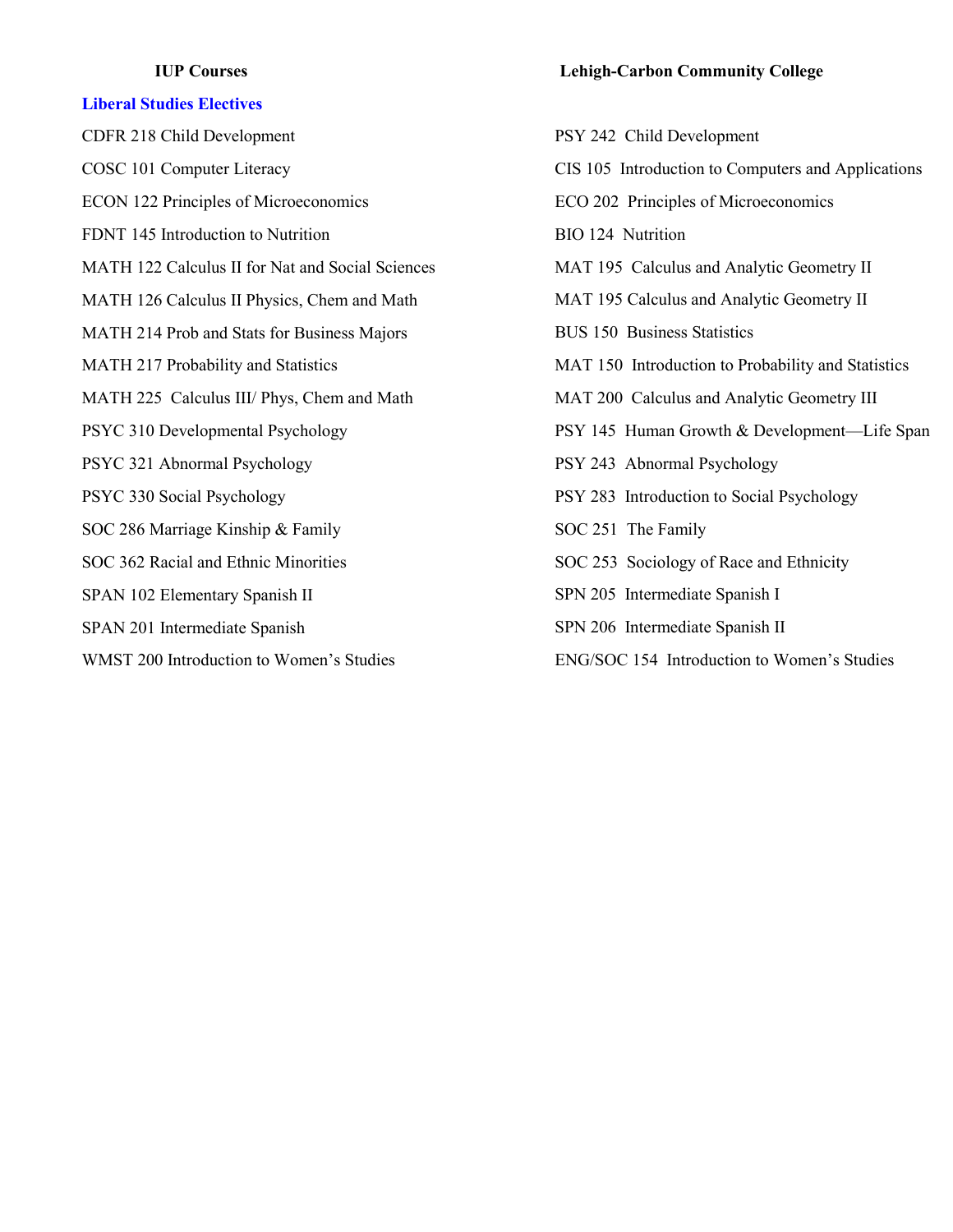| IUP Courses | Lehigh-Carbon Community College |
|---|---|
| **Liberal Studies Electives** | |
| CDFR 218 Child Development | PSY 242 Child Development |
| COSC 101 Computer Literacy | CIS 105 Introduction to Computers and Applications |
| ECON 122 Principles of Microeconomics | ECO 202 Principles of Microeconomics |
| FDNT 145 Introduction to Nutrition | BIO 124 Nutrition |
| MATH 122 Calculus II for Nat and Social Sciences | MAT 195 Calculus and Analytic Geometry II |
| MATH 126 Calculus II Physics, Chem and Math | MAT 195 Calculus and Analytic Geometry II |
| MATH 214 Prob and Stats for Business Majors | BUS 150 Business Statistics |
| MATH 217 Probability and Statistics | MAT 150 Introduction to Probability and Statistics |
| MATH 225 Calculus III/ Phys, Chem and Math | MAT 200 Calculus and Analytic Geometry III |
| PSYC 310 Developmental Psychology | PSY 145 Human Growth & Development—Life Span |
| PSYC 321 Abnormal Psychology | PSY 243 Abnormal Psychology |
| PSYC 330 Social Psychology | PSY 283 Introduction to Social Psychology |
| SOC 286 Marriage Kinship & Family | SOC 251 The Family |
| SOC 362 Racial and Ethnic Minorities | SOC 253 Sociology of Race and Ethnicity |
| SPAN 102 Elementary Spanish II | SPN 205 Intermediate Spanish I |
| SPAN 201 Intermediate Spanish | SPN 206 Intermediate Spanish II |
| WMST 200 Introduction to Women's Studies | ENG/SOC 154 Introduction to Women's Studies |